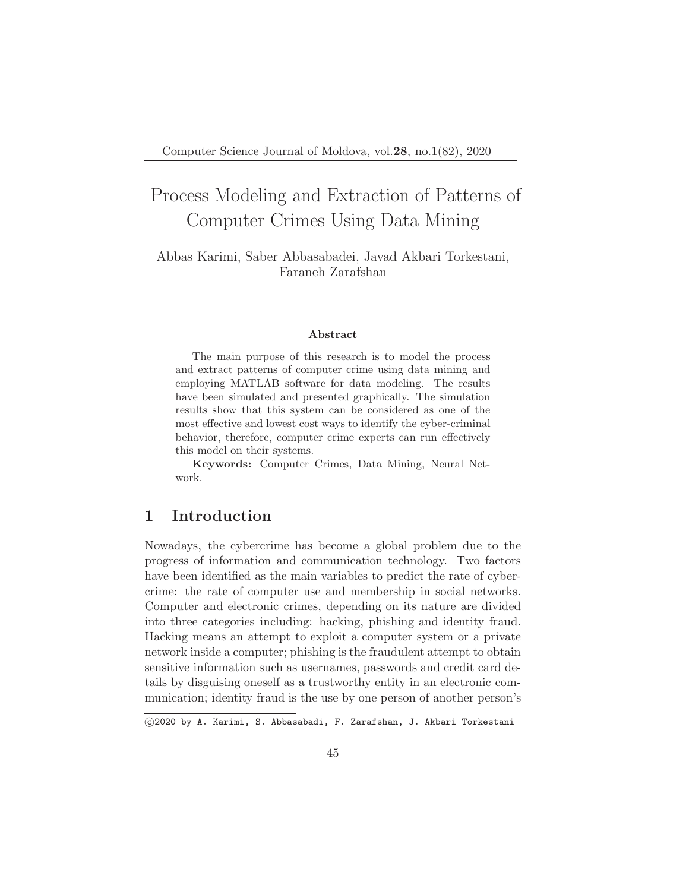# Process Modeling and Extraction of Patterns of Computer Crimes Using Data Mining

Abbas Karimi, Saber Abbasabadei, Javad Akbari Torkestani, Faraneh Zarafshan

### Abstract

The main purpose of this research is to model the process and extract patterns of computer crime using data mining and employing MATLAB software for data modeling. The results have been simulated and presented graphically. The simulation results show that this system can be considered as one of the most effective and lowest cost ways to identify the cyber-criminal behavior, therefore, computer crime experts can run effectively this model on their systems.

**Keywords:** Computer Crimes, Data Mining, Neural Network.

## 1 Introduction

Nowadays, the cybercrime has become a global problem due to the progress of information and communication technology. Two factors have been identified as the main variables to predict the rate of cybercrime: the rate of computer use and membership in social networks. Computer and electronic crimes, depending on its nature are divided into three categories including: hacking, phishing and identity fraud. Hacking means an attempt to exploit a computer system or a private network inside a computer; phishing is the fraudulent attempt to obtain sensitive information such as usernames, passwords and credit card details by disguising oneself as a trustworthy entity in an electronic communication; identity fraud is the use by one person of another person's

©2020 by A. Karimi, S. Abbasabadi, F. Zarafshan, J. Akbari Torkestani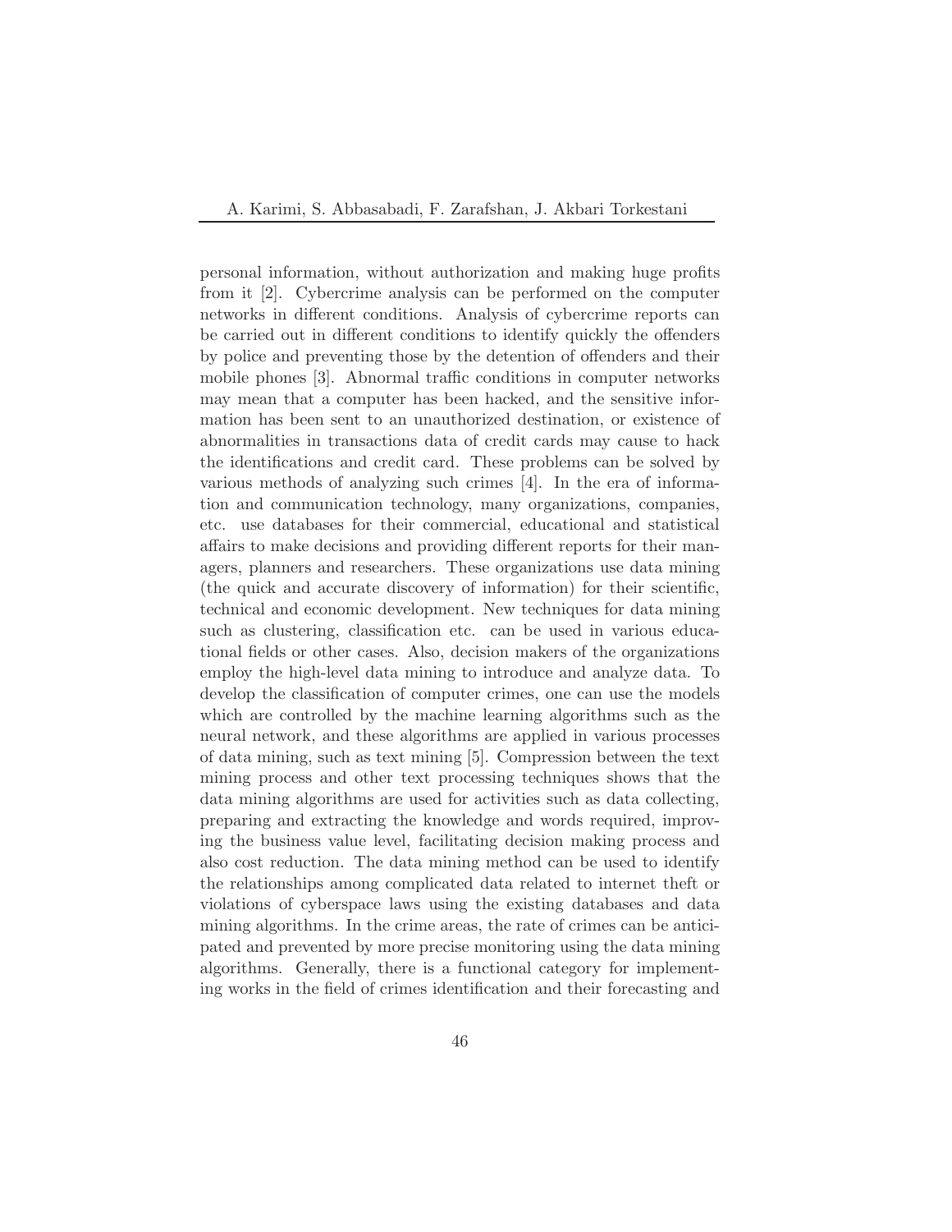personal information, without authorization and making huge profits from it [2]. Cybercrime analysis can be performed on the computer networks in different conditions. Analysis of cybercrime reports can be carried out in different conditions to identify quickly the offenders by police and preventing those by the detention of offenders and their mobile phones [3]. Abnormal traffic conditions in computer networks may mean that a computer has been hacked, and the sensitive information has been sent to an unauthorized destination, or existence of abnormalities in transactions data of credit cards may cause to hack the identifications and credit card. These problems can be solved by various methods of analyzing such crimes [4]. In the era of information and communication technology, many organizations, companies, etc. use databases for their commercial, educational and statistical affairs to make decisions and providing different reports for their managers, planners and researchers. These organizations use data mining (the quick and accurate discovery of information) for their scientific, technical and economic development. New techniques for data mining such as clustering, classification etc. can be used in various educational fields or other cases. Also, decision makers of the organizations employ the high-level data mining to introduce and analyze data. To develop the classification of computer crimes, one can use the models which are controlled by the machine learning algorithms such as the neural network, and these algorithms are applied in various processes of data mining, such as text mining [5]. Compression between the text mining process and other text processing techniques shows that the data mining algorithms are used for activities such as data collecting, preparing and extracting the knowledge and words required, improving the business value level, facilitating decision making process and also cost reduction. The data mining method can be used to identify the relationships among complicated data related to internet theft or violations of cyberspace laws using the existing databases and data mining algorithms. In the crime areas, the rate of crimes can be anticipated and prevented by more precise monitoring using the data mining algorithms. Generally, there is a functional category for implementing works in the field of crimes identification and their forecasting and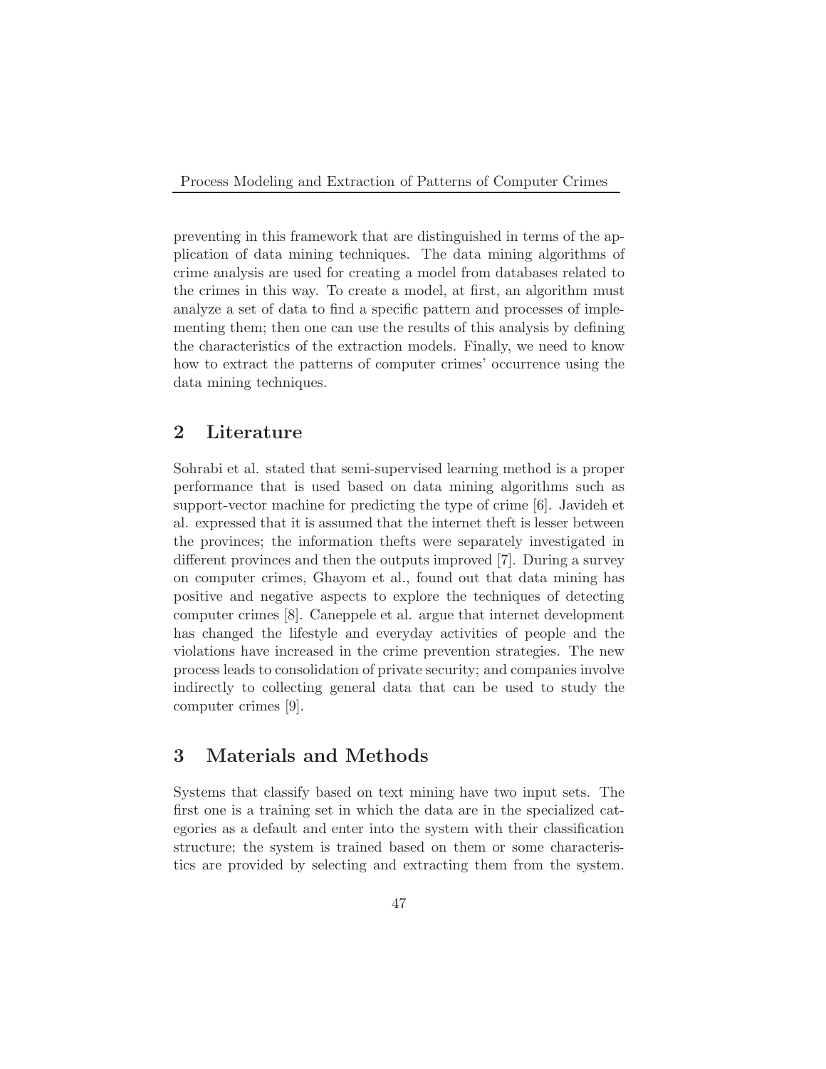preventing in this framework that are distinguished in terms of the application of data mining techniques. The data mining algorithms of crime analysis are used for creating a model from databases related to the crimes in this way. To create a model, at first, an algorithm must analyze a set of data to find a specific pattern and processes of implementing them; then one can use the results of this analysis by defining the characteristics of the extraction models. Finally, we need to know how to extract the patterns of computer crimes' occurrence using the data mining techniques.

## 2 Literature

Sohrabi et al. stated that semi-supervised learning method is a proper performance that is used based on data mining algorithms such as support-vector machine for predicting the type of crime [6]. Javideh et al. expressed that it is assumed that the internet theft is lesser between the provinces; the information thefts were separately investigated in different provinces and then the outputs improved [7]. During a survey on computer crimes, Ghayom et al., found out that data mining has positive and negative aspects to explore the techniques of detecting computer crimes [8]. Caneppele et al. argue that internet development has changed the lifestyle and everyday activities of people and the violations have increased in the crime prevention strategies. The new process leads to consolidation of private security; and companies involve indirectly to collecting general data that can be used to study the computer crimes [9].

## 3 Materials and Methods

Systems that classify based on text mining have two input sets. The first one is a training set in which the data are in the specialized categories as a default and enter into the system with their classification structure; the system is trained based on them or some characteristics are provided by selecting and extracting them from the system.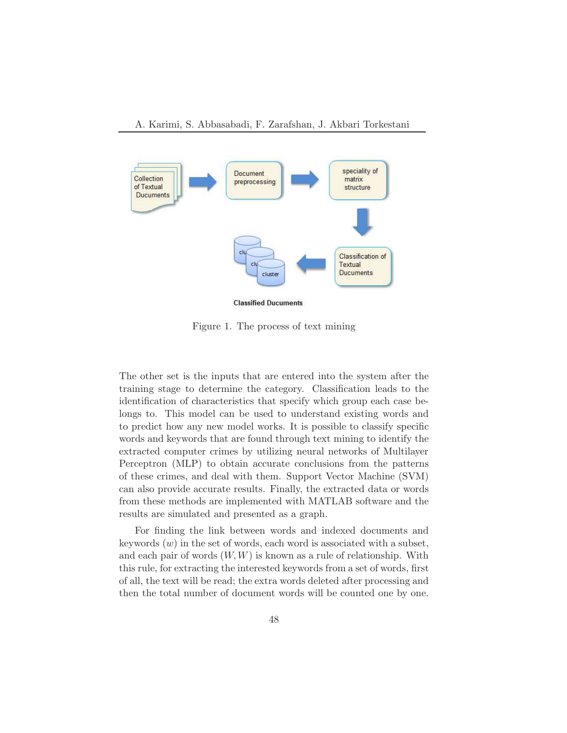Figure 1. The process of text mining

The other set is the inputs that are entered into the system after the training stage to determine the category. Classification leads to the identification of characteristics that specify which group each case belongs to. This model can be used to understand existing words and to predict how any new model works. It is possible to classify specific words and keywords that are found through text mining to identify the extracted computer crimes by utilizing neural networks of Multilayer Perceptron (MLP) to obtain accurate conclusions from the patterns of these crimes, and deal with them. Support Vector Machine (SVM) can also provide accurate results. Finally, the extracted data or words from these methods are implemented with MATLAB software and the results are simulated and presented as a graph.

For finding the link between words and indexed documents and keywords ($w$) in the set of words, each word is associated with a subset, and each pair of words $(W, W)$ is known as a rule of relationship. With this rule, for extracting the interested keywords from a set of words, first of all, the text will be read; the extra words deleted after processing and then the total number of document words will be counted one by one.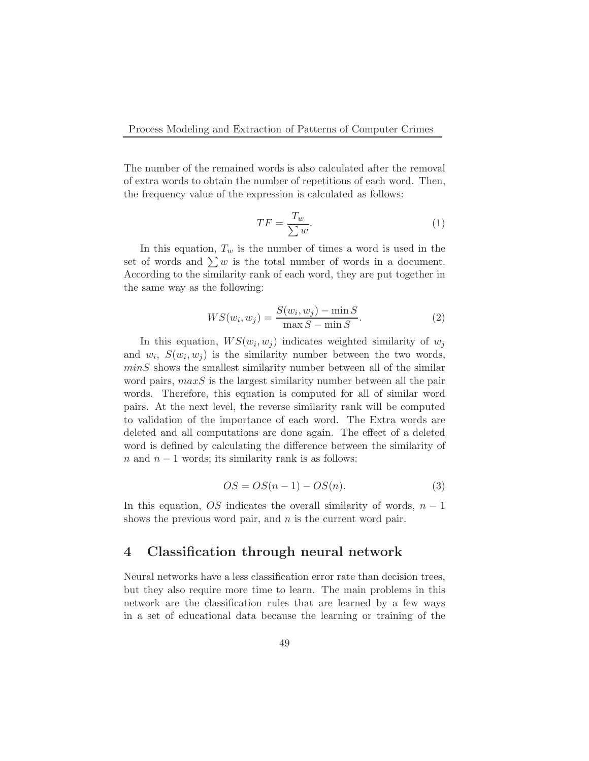The number of the remained words is also calculated after the removal of extra words to obtain the number of repetitions of each word. Then, the frequency value of the expression is calculated as follows:

$$TF = \frac{T_w}{\sum w}. \tag{1}$$

In this equation, $T_w$ is the number of times a word is used in the set of words and $\sum w$ is the total number of words in a document. According to the similarity rank of each word, they are put together in the same way as the following:

$$WS(w_i, w_j) = \frac{S(w_i, w_j) - \min S}{\max S - \min S}. \tag{2}$$

In this equation, $WS(w_i, w_j)$ indicates weighted similarity of $w_j$ and $w_i$, $S(w_i, w_j)$ is the similarity number between the two words, $minS$ shows the smallest similarity number between all of the similar word pairs, $maxS$ is the largest similarity number between all the pair words. Therefore, this equation is computed for all of similar word pairs. At the next level, the reverse similarity rank will be computed to validation of the importance of each word. The Extra words are deleted and all computations are done again. The effect of a deleted word is defined by calculating the difference between the similarity of $n$ and $n-1$ words; its similarity rank is as follows:

$$OS = OS(n-1) - OS(n). \tag{3}$$

In this equation, $OS$ indicates the overall similarity of words, $n-1$ shows the previous word pair, and $n$ is the current word pair.

## 4 Classification through neural network

Neural networks have a less classification error rate than decision trees, but they also require more time to learn. The main problems in this network are the classification rules that are learned by a few ways in a set of educational data because the learning or training of the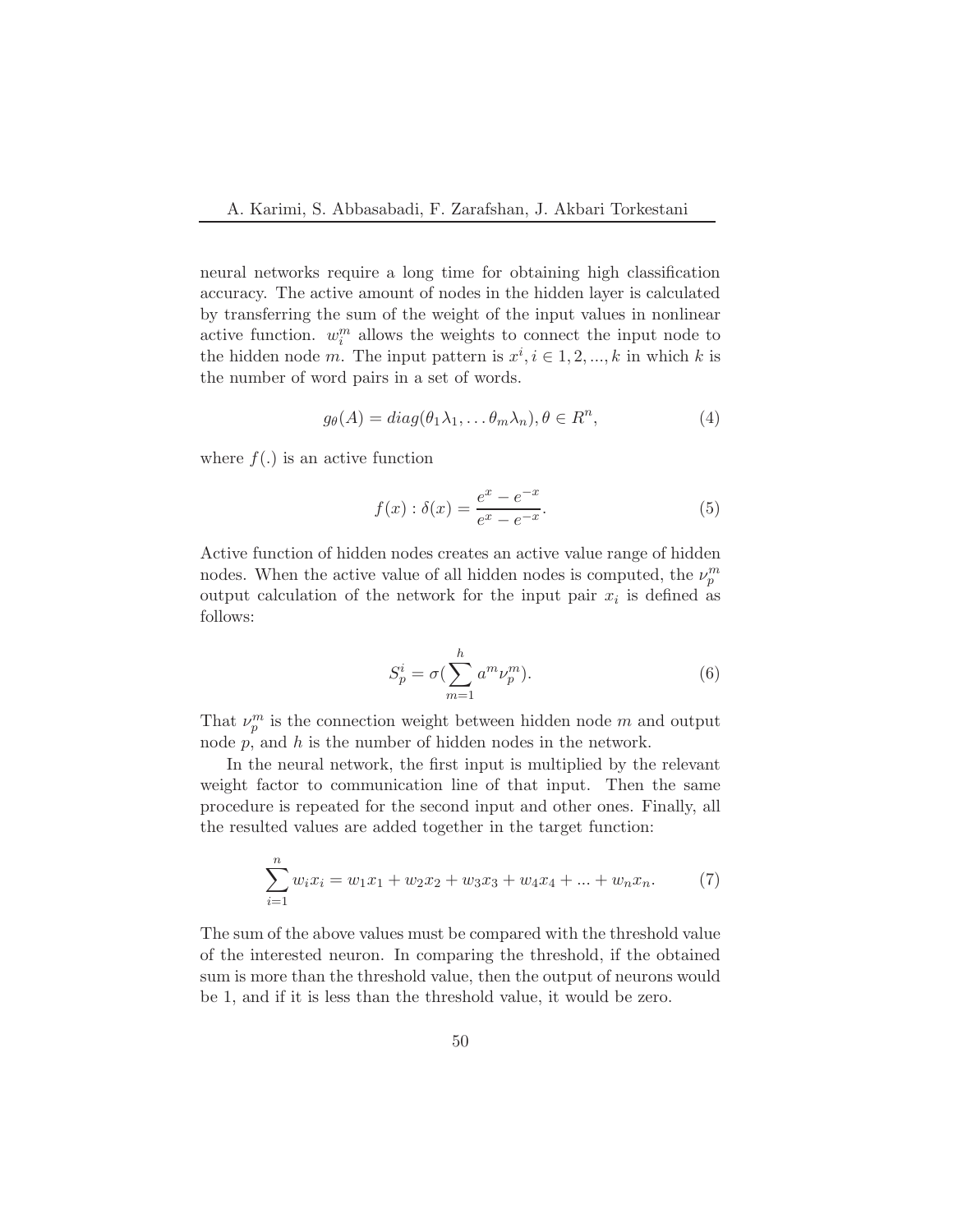neural networks require a long time for obtaining high classification accuracy. The active amount of nodes in the hidden layer is calculated by transferring the sum of the weight of the input values in nonlinear active function. $w_i^m$ allows the weights to connect the input node to the hidden node $m$. The input pattern is $x^i, i \in 1, 2, ..., k$ in which $k$ is the number of word pairs in a set of words.

$$g_\theta(A) = diag(\theta_1\lambda_1, \dots \theta_m\lambda_n), \theta \in R^n, \tag{4}$$

where $f(.)$ is an active function

$$f(x) : \delta(x) = \frac{e^x - e^{-x}}{e^x - e^{-x}}. \tag{5}$$

Active function of hidden nodes creates an active value range of hidden nodes. When the active value of all hidden nodes is computed, the $\nu_p^m$ output calculation of the network for the input pair $x_i$ is defined as follows:

$$S_p^i = \sigma(\sum_{m=1}^{h} a^m \nu_p^m). \tag{6}$$

That $\nu_p^m$ is the connection weight between hidden node $m$ and output node $p$, and $h$ is the number of hidden nodes in the network.

In the neural network, the first input is multiplied by the relevant weight factor to communication line of that input. Then the same procedure is repeated for the second input and other ones. Finally, all the resulted values are added together in the target function:

$$\sum_{i=1}^{n} w_i x_i = w_1x_1 + w_2x_2 + w_3x_3 + w_4x_4 + ... + w_nx_n. \tag{7}$$

The sum of the above values must be compared with the threshold value of the interested neuron. In comparing the threshold, if the obtained sum is more than the threshold value, then the output of neurons would be 1, and if it is less than the threshold value, it would be zero.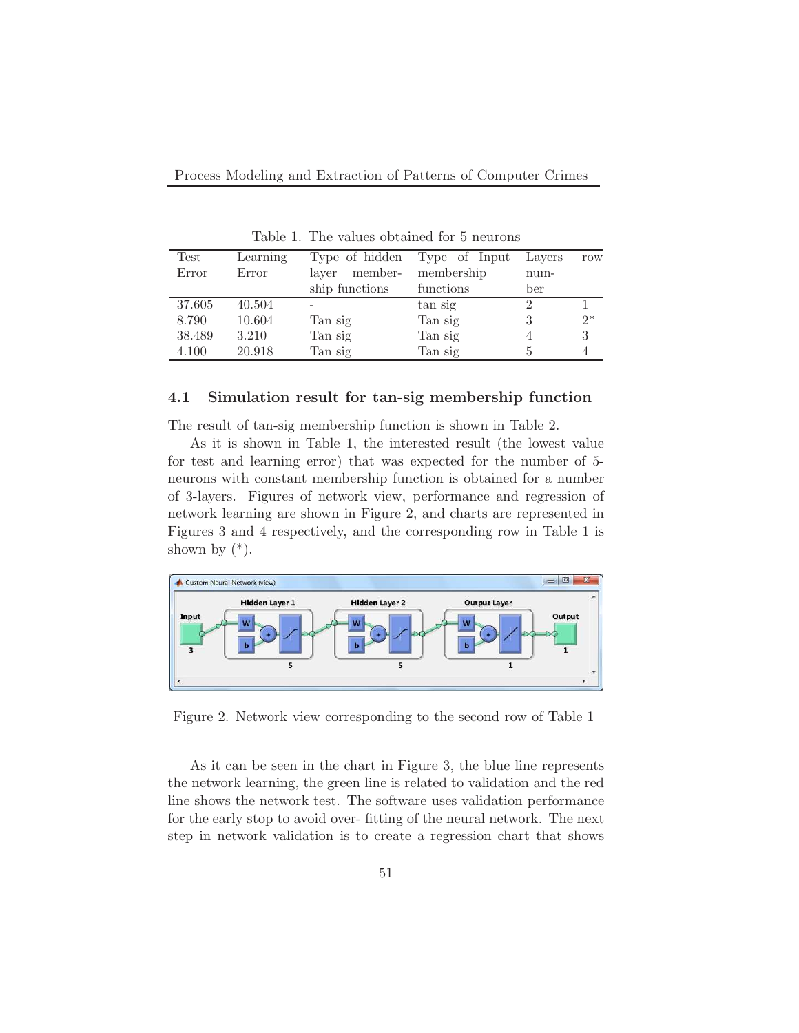Table 1. The values obtained for 5 neurons

| Test Error | Learning Error | Type of hidden layer membership functions | Type of Input membership functions | Layers number | row |
|---|---|---|---|---|---|
| 37.605 | 40.504 | - | tan sig | 2 | 1 |
| 8.790 | 10.604 | Tan sig | Tan sig | 3 | 2* |
| 38.489 | 3.210 | Tan sig | Tan sig | 4 | 3 |
| 4.100 | 20.918 | Tan sig | Tan sig | 5 | 4 |

### 4.1 Simulation result for tan-sig membership function

The result of tan-sig membership function is shown in Table 2.

As it is shown in Table 1, the interested result (the lowest value for test and learning error) that was expected for the number of 5-neurons with constant membership function is obtained for a number of 3-layers. Figures of network view, performance and regression of network learning are shown in Figure 2, and charts are represented in Figures 3 and 4 respectively, and the corresponding row in Table 1 is shown by (*).

Figure 2. Network view corresponding to the second row of Table 1

As it can be seen in the chart in Figure 3, the blue line represents the network learning, the green line is related to validation and the red line shows the network test. The software uses validation performance for the early stop to avoid over- fitting of the neural network. The next step in network validation is to create a regression chart that shows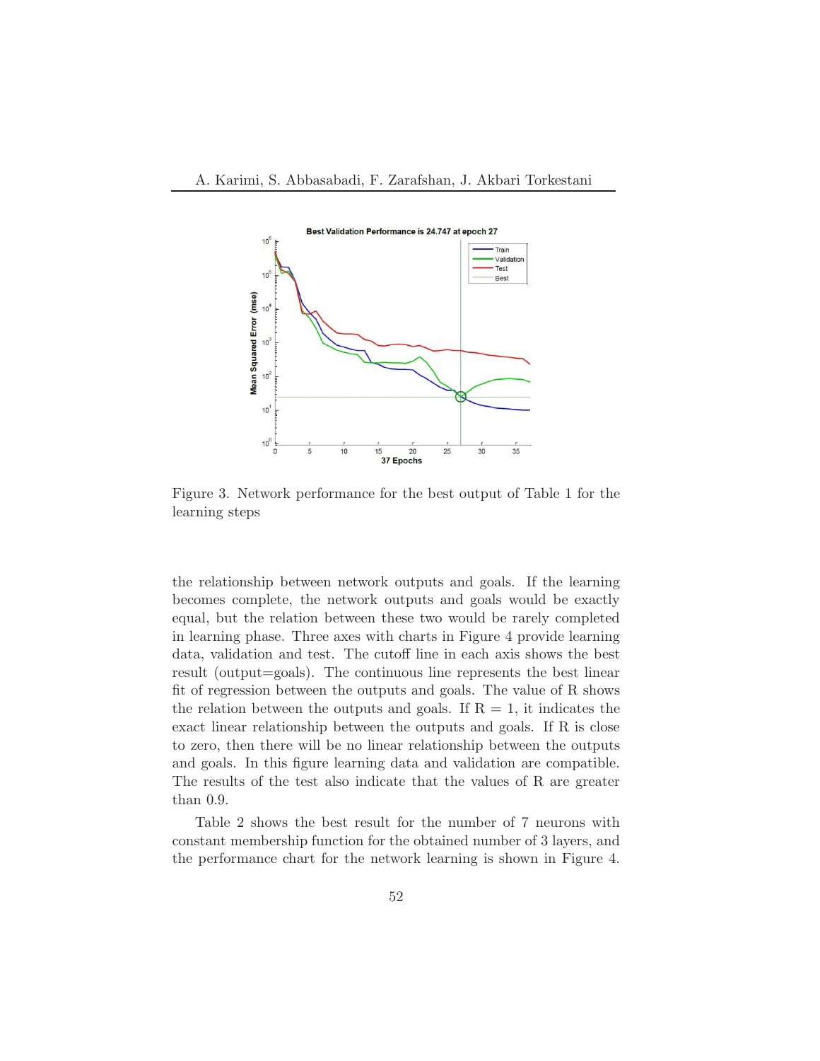Figure 3. Network performance for the best output of Table 1 for the learning steps

the relationship between network outputs and goals. If the learning becomes complete, the network outputs and goals would be exactly equal, but the relation between these two would be rarely completed in learning phase. Three axes with charts in Figure 4 provide learning data, validation and test. The cutoff line in each axis shows the best result (output=goals). The continuous line represents the best linear fit of regression between the outputs and goals. The value of R shows the relation between the outputs and goals. If R = 1, it indicates the exact linear relationship between the outputs and goals. If R is close to zero, then there will be no linear relationship between the outputs and goals. In this figure learning data and validation are compatible. The results of the test also indicate that the values of R are greater than 0.9.

Table 2 shows the best result for the number of 7 neurons with constant membership function for the obtained number of 3 layers, and the performance chart for the network learning is shown in Figure 4.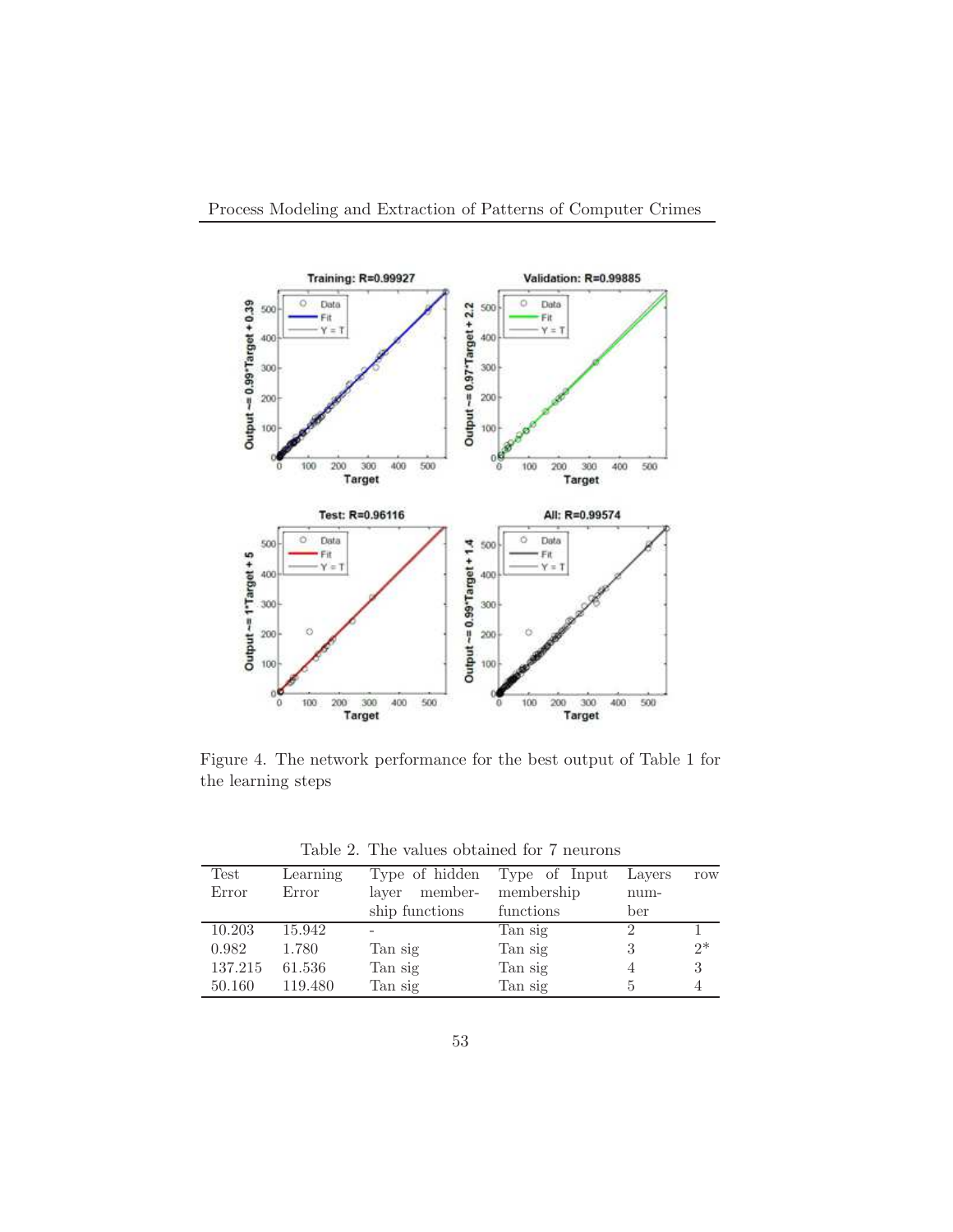Figure 4. The network performance for the best output of Table 1 for the learning steps

Table 2. The values obtained for 7 neurons

| Test Error | Learning Error | Type of hidden layer membership functions | Type of Input membership functions | Layers number | row |
|---|---|---|---|---|---|
| 10.203 | 15.942 | - | Tan sig | 2 | 1 |
| 0.982 | 1.780 | Tan sig | Tan sig | 3 | 2* |
| 137.215 | 61.536 | Tan sig | Tan sig | 4 | 3 |
| 50.160 | 119.480 | Tan sig | Tan sig | 5 | 4 |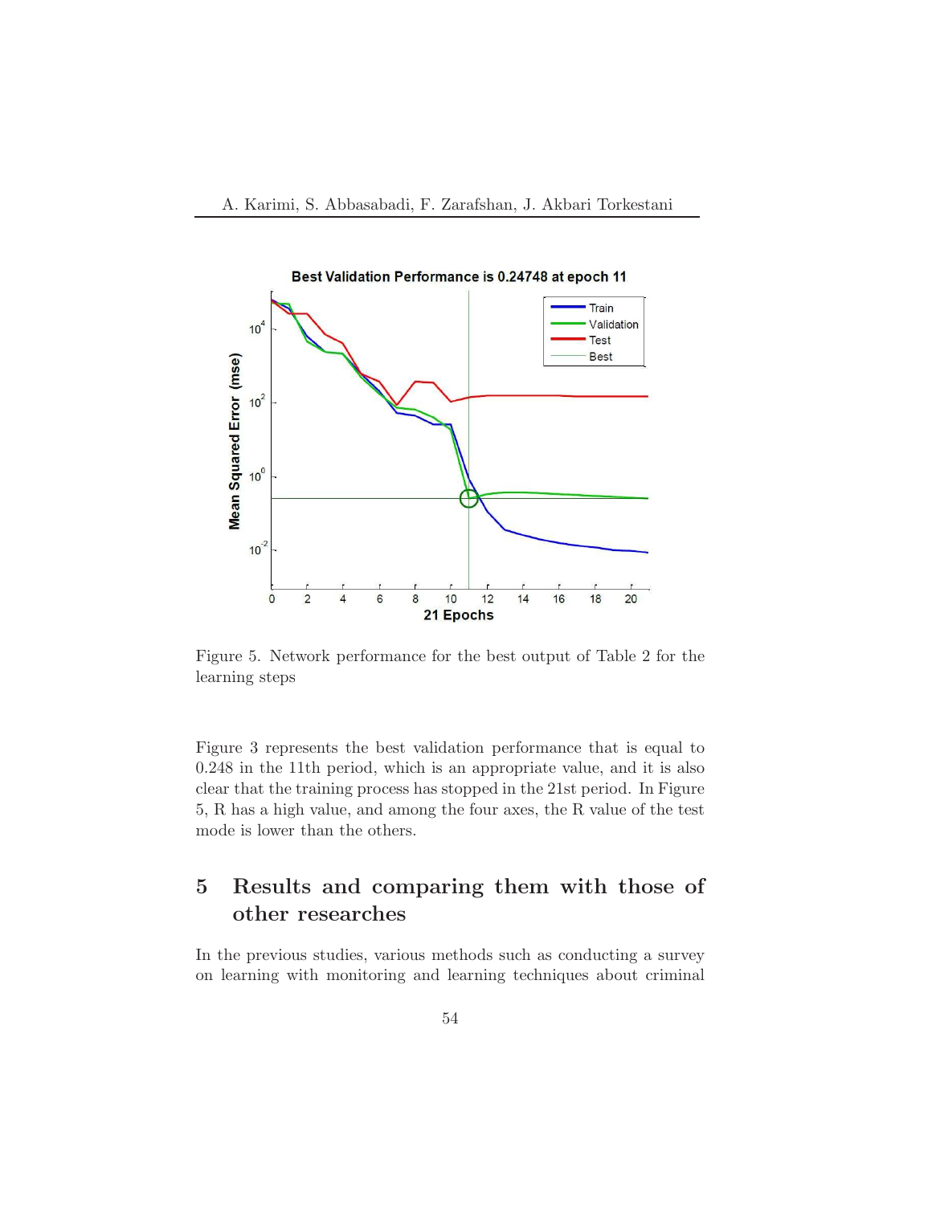Figure 5. Network performance for the best output of Table 2 for the learning steps

Figure 3 represents the best validation performance that is equal to 0.248 in the 11th period, which is an appropriate value, and it is also clear that the training process has stopped in the 21st period. In Figure 5, R has a high value, and among the four axes, the R value of the test mode is lower than the others.

## 5 Results and comparing them with those of other researches

In the previous studies, various methods such as conducting a survey on learning with monitoring and learning techniques about criminal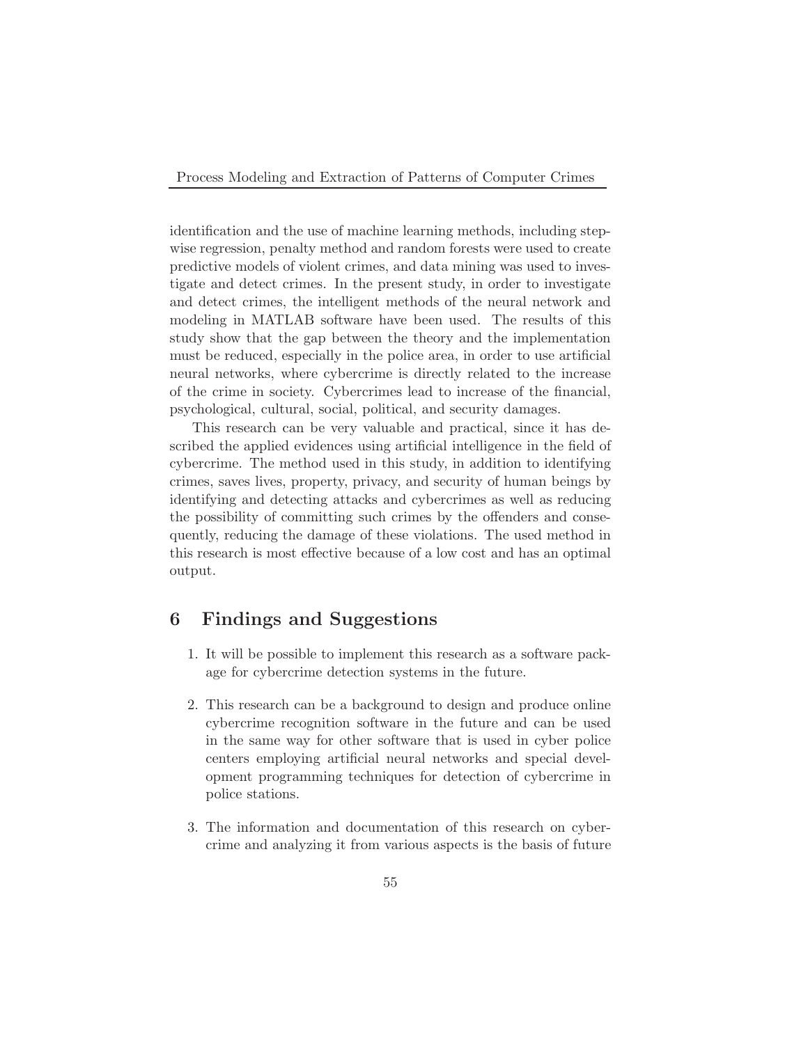identification and the use of machine learning methods, including stepwise regression, penalty method and random forests were used to create predictive models of violent crimes, and data mining was used to investigate and detect crimes. In the present study, in order to investigate and detect crimes, the intelligent methods of the neural network and modeling in MATLAB software have been used. The results of this study show that the gap between the theory and the implementation must be reduced, especially in the police area, in order to use artificial neural networks, where cybercrime is directly related to the increase of the crime in society. Cybercrimes lead to increase of the financial, psychological, cultural, social, political, and security damages.

This research can be very valuable and practical, since it has described the applied evidences using artificial intelligence in the field of cybercrime. The method used in this study, in addition to identifying crimes, saves lives, property, privacy, and security of human beings by identifying and detecting attacks and cybercrimes as well as reducing the possibility of committing such crimes by the offenders and consequently, reducing the damage of these violations. The used method in this research is most effective because of a low cost and has an optimal output.

## 6 Findings and Suggestions

1. It will be possible to implement this research as a software package for cybercrime detection systems in the future.

2. This research can be a background to design and produce online cybercrime recognition software in the future and can be used in the same way for other software that is used in cyber police centers employing artificial neural networks and special development programming techniques for detection of cybercrime in police stations.

3. The information and documentation of this research on cybercrime and analyzing it from various aspects is the basis of future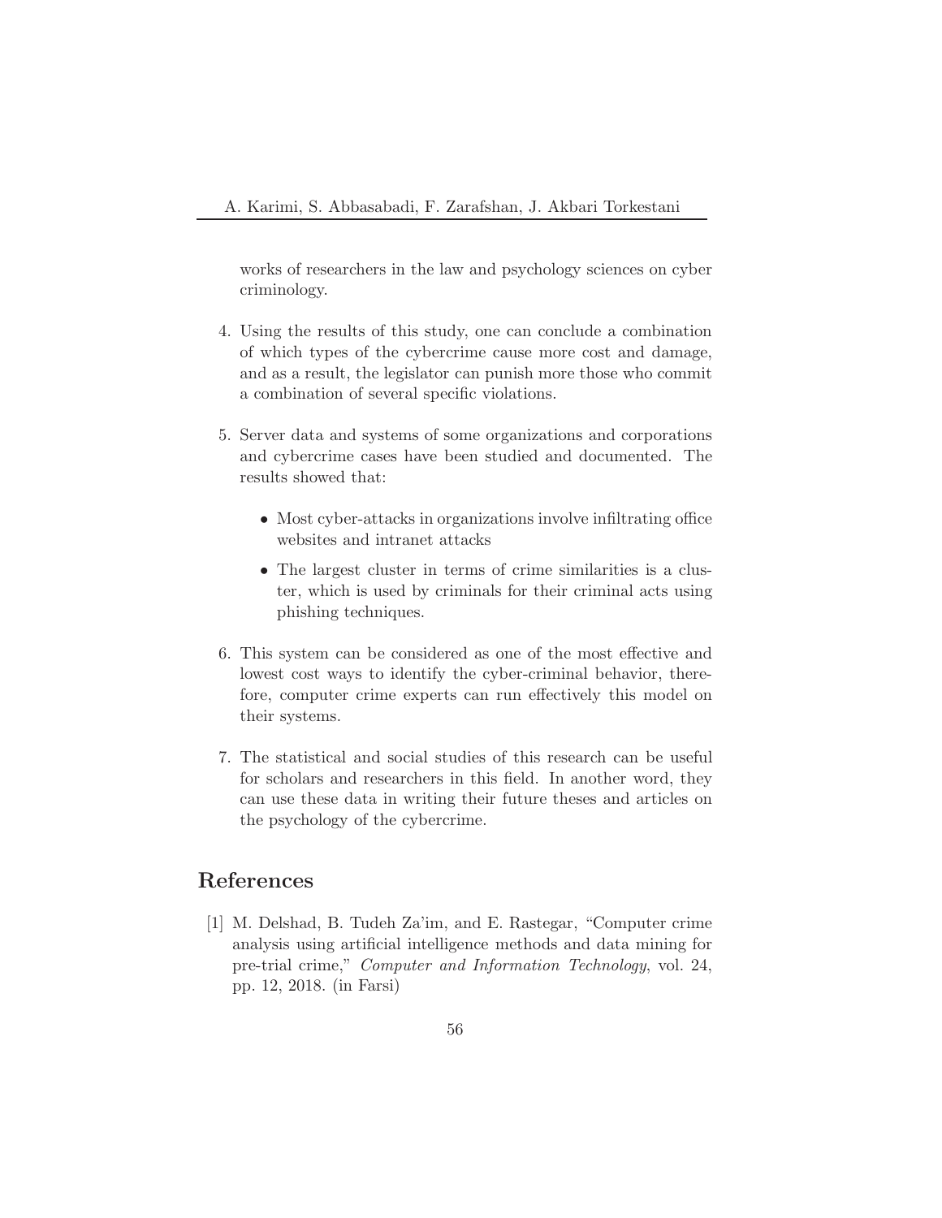works of researchers in the law and psychology sciences on cyber criminology.

4. Using the results of this study, one can conclude a combination of which types of the cybercrime cause more cost and damage, and as a result, the legislator can punish more those who commit a combination of several specific violations.

5. Server data and systems of some organizations and corporations and cybercrime cases have been studied and documented. The results showed that:

   - Most cyber-attacks in organizations involve infiltrating office websites and intranet attacks
   - The largest cluster in terms of crime similarities is a cluster, which is used by criminals for their criminal acts using phishing techniques.

6. This system can be considered as one of the most effective and lowest cost ways to identify the cyber-criminal behavior, therefore, computer crime experts can run effectively this model on their systems.

7. The statistical and social studies of this research can be useful for scholars and researchers in this field. In another word, they can use these data in writing their future theses and articles on the psychology of the cybercrime.

## References

[1] M. Delshad, B. Tudeh Za'im, and E. Rastegar, "Computer crime analysis using artificial intelligence methods and data mining for pre-trial crime," *Computer and Information Technology*, vol. 24, pp. 12, 2018. (in Farsi)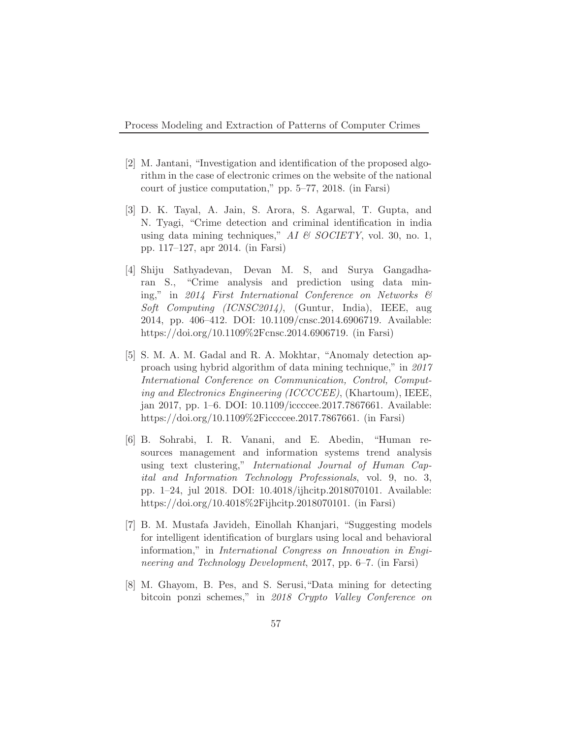[2] M. Jantani, "Investigation and identification of the proposed algorithm in the case of electronic crimes on the website of the national court of justice computation," pp. 5–77, 2018. (in Farsi)

[3] D. K. Tayal, A. Jain, S. Arora, S. Agarwal, T. Gupta, and N. Tyagi, "Crime detection and criminal identification in india using data mining techniques," *AI & SOCIETY*, vol. 30, no. 1, pp. 117–127, apr 2014. (in Farsi)

[4] Shiju Sathyadevan, Devan M. S, and Surya Gangadharan S., "Crime analysis and prediction using data mining," in *2014 First International Conference on Networks & Soft Computing (ICNSC2014)*, (Guntur, India), IEEE, aug 2014, pp. 406–412. DOI: 10.1109/cnsc.2014.6906719. Available: https://doi.org/10.1109%2Fcnsc.2014.6906719. (in Farsi)

[5] S. M. A. M. Gadal and R. A. Mokhtar, "Anomaly detection approach using hybrid algorithm of data mining technique," in *2017 International Conference on Communication, Control, Computing and Electronics Engineering (ICCCCEE)*, (Khartoum), IEEE, jan 2017, pp. 1–6. DOI: 10.1109/iccccee.2017.7867661. Available: https://doi.org/10.1109%2Ficcccee.2017.7867661. (in Farsi)

[6] B. Sohrabi, I. R. Vanani, and E. Abedin, "Human resources management and information systems trend analysis using text clustering," *International Journal of Human Capital and Information Technology Professionals*, vol. 9, no. 3, pp. 1–24, jul 2018. DOI: 10.4018/ijhcitp.2018070101. Available: https://doi.org/10.4018%2Fijhcitp.2018070101. (in Farsi)

[7] B. M. Mustafa Javideh, Einollah Khanjari, "Suggesting models for intelligent identification of burglars using local and behavioral information," in *International Congress on Innovation in Engineering and Technology Development*, 2017, pp. 6–7. (in Farsi)

[8] M. Ghayom, B. Pes, and S. Serusi,"Data mining for detecting bitcoin ponzi schemes," in *2018 Crypto Valley Conference on*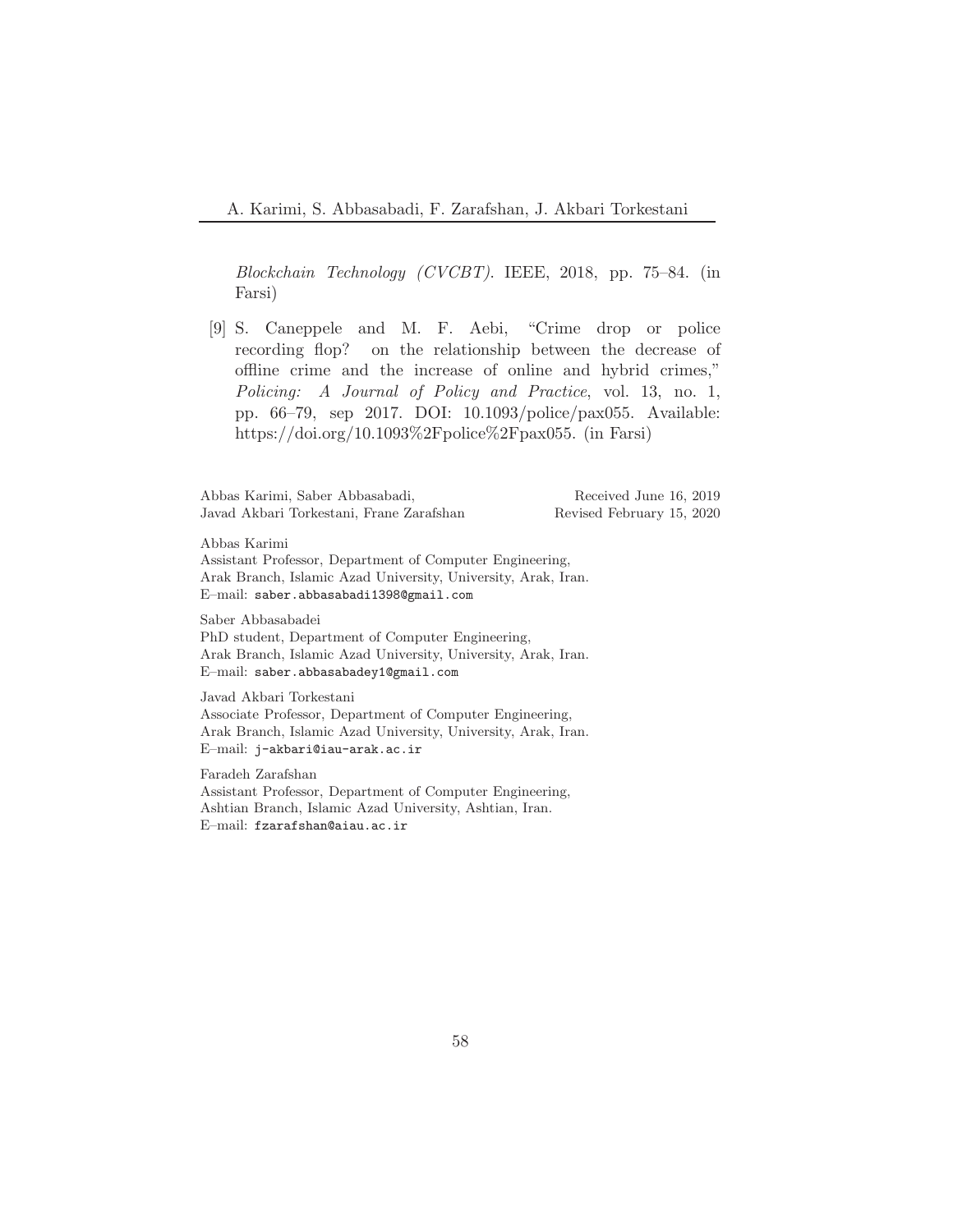*Blockchain Technology (CVCBT)*. IEEE, 2018, pp. 75–84. (in Farsi)

[9] S. Caneppele and M. F. Aebi, "Crime drop or police recording flop? on the relationship between the decrease of offline crime and the increase of online and hybrid crimes," *Policing: A Journal of Policy and Practice*, vol. 13, no. 1, pp. 66–79, sep 2017. DOI: 10.1093/police/pax055. Available: https://doi.org/10.1093%2Fpolice%2Fpax055. (in Farsi)

Abbas Karimi, Saber Abbasabadi, Javad Akbari Torkestani, Frane Zarafshan

Received June 16, 2019
Revised February 15, 2020

Abbas Karimi
Assistant Professor, Department of Computer Engineering,
Arak Branch, Islamic Azad University, University, Arak, Iran.
E–mail: `saber.abbasabadi1398@gmail.com`

Saber Abbasabadei
PhD student, Department of Computer Engineering,
Arak Branch, Islamic Azad University, University, Arak, Iran.
E–mail: `saber.abbasabadey1@gmail.com`

Javad Akbari Torkestani
Associate Professor, Department of Computer Engineering,
Arak Branch, Islamic Azad University, University, Arak, Iran.
E–mail: `j-akbari@iau-arak.ac.ir`

Faradeh Zarafshan
Assistant Professor, Department of Computer Engineering,
Ashtian Branch, Islamic Azad University, Ashtian, Iran.
E–mail: `fzarafshan@aiau.ac.ir`